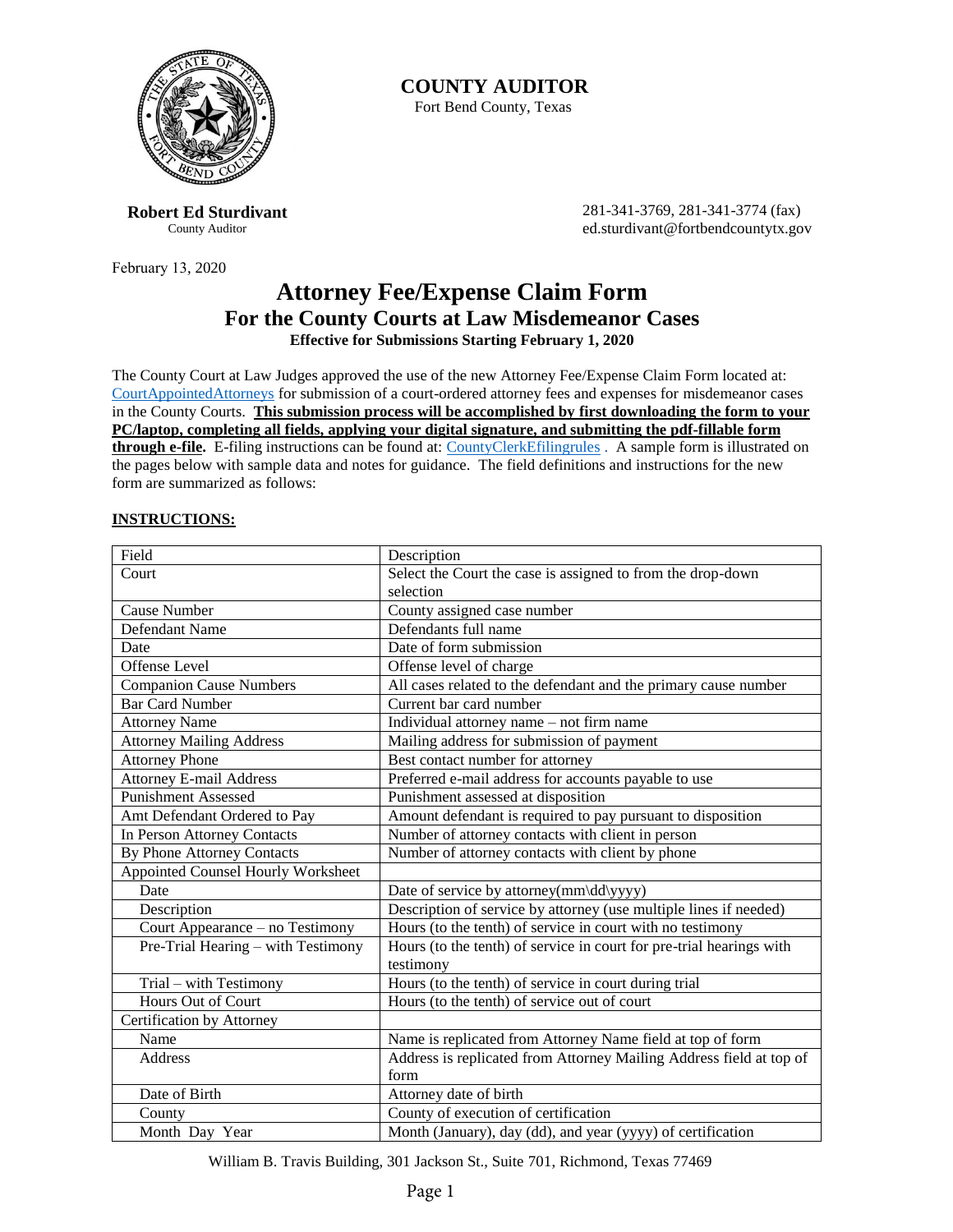# COUNTY AUDITOR

Fort Bend County, Texas

**Robert Ed Sturdivant**
County Auditor

281-341-3769, 281-341-3774 (fax)
ed.sturdivant@fortbendcountytx.gov

February 13, 2020

# Attorney Fee/Expense Claim Form
## For the County Courts at Law Misdemeanor Cases
### Effective for Submissions Starting February 1, 2020

The County Court at Law Judges approved the use of the new Attorney Fee/Expense Claim Form located at: CourtAppointedAttorneys for submission of a court-ordered attorney fees and expenses for misdemeanor cases in the County Courts. **This submission process will be accomplished by first downloading the form to your PC/laptop, completing all fields, applying your digital signature, and submitting the pdf-fillable form through e-file.** E-filing instructions can be found at: CountyClerkEfilingrules . A sample form is illustrated on the pages below with sample data and notes for guidance. The field definitions and instructions for the new form are summarized as follows:

**INSTRUCTIONS:**

| Field | Description |
|---|---|
| Court | Select the Court the case is assigned to from the drop-down selection |
| Cause Number | County assigned case number |
| Defendant Name | Defendants full name |
| Date | Date of form submission |
| Offense Level | Offense level of charge |
| Companion Cause Numbers | All cases related to the defendant and the primary cause number |
| Bar Card Number | Current bar card number |
| Attorney Name | Individual attorney name – not firm name |
| Attorney Mailing Address | Mailing address for submission of payment |
| Attorney Phone | Best contact number for attorney |
| Attorney E-mail Address | Preferred e-mail address for accounts payable to use |
| Punishment Assessed | Punishment assessed at disposition |
| Amt Defendant Ordered to Pay | Amount defendant is required to pay pursuant to disposition |
| In Person Attorney Contacts | Number of attorney contacts with client in person |
| By Phone Attorney Contacts | Number of attorney contacts with client by phone |
| Appointed Counsel Hourly Worksheet | |
| Date | Date of service by attorney(mm\dd\yyyy) |
| Description | Description of service by attorney (use multiple lines if needed) |
| Court Appearance – no Testimony | Hours (to the tenth) of service in court with no testimony |
| Pre-Trial Hearing – with Testimony | Hours (to the tenth) of service in court for pre-trial hearings with testimony |
| Trial – with Testimony | Hours (to the tenth) of service in court during trial |
| Hours Out of Court | Hours (to the tenth) of service out of court |
| Certification by Attorney | |
| Name | Name is replicated from Attorney Name field at top of form |
| Address | Address is replicated from Attorney Mailing Address field at top of form |
| Date of Birth | Attorney date of birth |
| County | County of execution of certification |
| Month Day Year | Month (January), day (dd), and year (yyyy) of certification |

William B. Travis Building, 301 Jackson St., Suite 701, Richmond, Texas 77469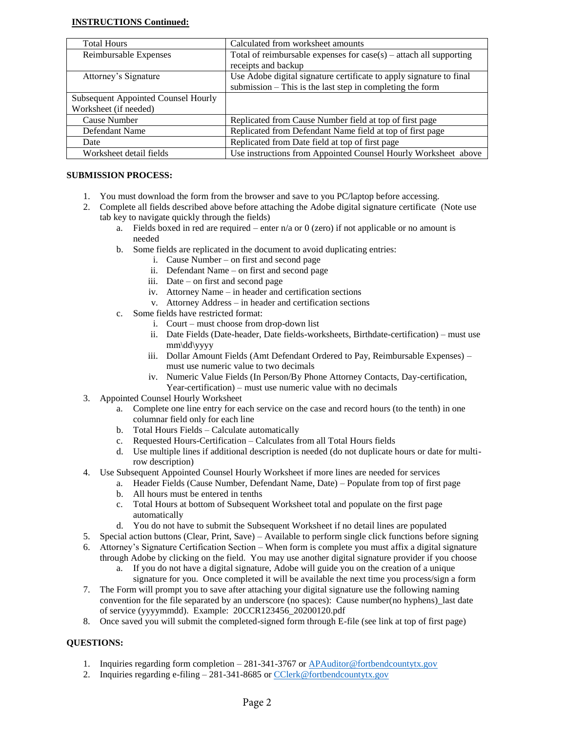**INSTRUCTIONS Continued:**

| | |
|---|---|
| Total Hours | Calculated from worksheet amounts |
| Reimbursable Expenses | Total of reimbursable expenses for case(s) – attach all supporting receipts and backup |
| Attorney's Signature | Use Adobe digital signature certificate to apply signature to final submission – This is the last step in completing the form |
| Subsequent Appointed Counsel Hourly Worksheet (if needed) | |
| Cause Number | Replicated from Cause Number field at top of first page |
| Defendant Name | Replicated from Defendant Name field at top of first page |
| Date | Replicated from Date field at top of first page |
| Worksheet detail fields | Use instructions from Appointed Counsel Hourly Worksheet above |

**SUBMISSION PROCESS:**

1. You must download the form from the browser and save to you PC/laptop before accessing.
2. Complete all fields described above before attaching the Adobe digital signature certificate (Note use tab key to navigate quickly through the fields)
   a. Fields boxed in red are required – enter n/a or 0 (zero) if not applicable or no amount is needed
   b. Some fields are replicated in the document to avoid duplicating entries:
      i. Cause Number – on first and second page
      ii. Defendant Name – on first and second page
      iii. Date – on first and second page
      iv. Attorney Name – in header and certification sections
      v. Attorney Address – in header and certification sections
   c. Some fields have restricted format:
      i. Court – must choose from drop-down list
      ii. Date Fields (Date-header, Date fields-worksheets, Birthdate-certification) – must use mm\dd\yyyy
      iii. Dollar Amount Fields (Amt Defendant Ordered to Pay, Reimbursable Expenses) – must use numeric value to two decimals
      iv. Numeric Value Fields (In Person/By Phone Attorney Contacts, Day-certification, Year-certification) – must use numeric value with no decimals
3. Appointed Counsel Hourly Worksheet
   a. Complete one line entry for each service on the case and record hours (to the tenth) in one columnar field only for each line
   b. Total Hours Fields – Calculate automatically
   c. Requested Hours-Certification – Calculates from all Total Hours fields
   d. Use multiple lines if additional description is needed (do not duplicate hours or date for multi-row description)
4. Use Subsequent Appointed Counsel Hourly Worksheet if more lines are needed for services
   a. Header Fields (Cause Number, Defendant Name, Date) – Populate from top of first page
   b. All hours must be entered in tenths
   c. Total Hours at bottom of Subsequent Worksheet total and populate on the first page automatically
   d. You do not have to submit the Subsequent Worksheet if no detail lines are populated
5. Special action buttons (Clear, Print, Save) – Available to perform single click functions before signing
6. Attorney's Signature Certification Section – When form is complete you must affix a digital signature through Adobe by clicking on the field. You may use another digital signature provider if you choose
   a. If you do not have a digital signature, Adobe will guide you on the creation of a unique signature for you. Once completed it will be available the next time you process/sign a form
7. The Form will prompt you to save after attaching your digital signature use the following naming convention for the file separated by an underscore (no spaces): Cause number(no hyphens)_last date of service (yyyymmdd). Example: 20CCR123456_20200120.pdf
8. Once saved you will submit the completed-signed form through E-file (see link at top of first page)

**QUESTIONS:**

1. Inquiries regarding form completion – 281-341-3767 or APAuditor@fortbendcountytx.gov
2. Inquiries regarding e-filing – 281-341-8685 or CClerk@fortbendcountytx.gov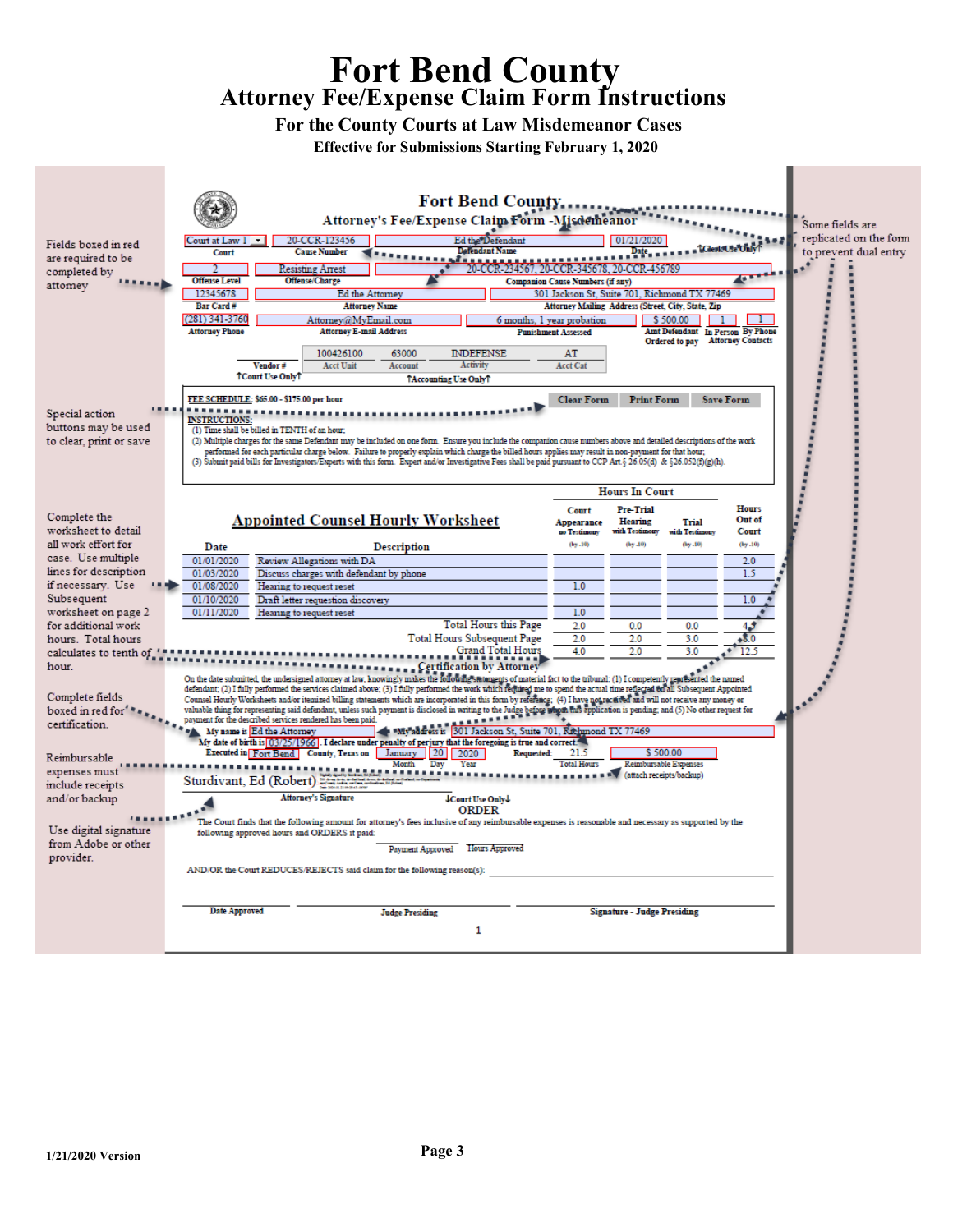# Fort Bend County

## Attorney Fee/Expense Claim Form Instructions

### For the County Courts at Law Misdemeanor Cases

**Effective for Submissions Starting February 1, 2020**

Fields boxed in red are required to be completed by attorney

Some fields are replicated on the form to prevent dual entry

Special action buttons may be used to clear, print or save

Complete the worksheet to detail all work effort for case. Use multiple lines for description if necessary. Use Subsequent worksheet on page 2 for additional work hours. Total hours calculates to tenth of hour.

Complete fields boxed in red for certification.

Reimbursable expenses must include receipts and/or backup

Use digital signature from Adobe or other provider.

---

**Fort Bend County**

**Attorney's Fee/Expense Claim Form - Misdemeanor**

| Court | Cause Number | Defendant Name | Date | ↑Clerk Use Only↑ |
|---|---|---|---|---|
| Court at Law 1 | 20-CCR-123456 | Ed the Defendant | 01/21/2020 | |

| Offense Level | Offense/Charge | Companion Cause Numbers (if any) |
|---|---|---|
| 2 | Resisting Arrest | 20-CCR-234567, 20-CCR-345678, 20-CCR-456789 |

| Bar Card # | Attorney Name | Attorney Mailing Address (Street, City, State, Zip) |
|---|---|---|
| 12345678 | Ed the Attorney | 301 Jackson St, Suite 701, Richmond TX 77469 |

| Attorney Phone | Attorney E-mail Address | Punishment Assessed | Amt Defendant Ordered to pay | In Person | By Phone |
|---|---|---|---|---|---|
| (281) 341-3760 | Attorney@MyEmail.com | 6 months, 1 year probation | $ 500.00 | 1 | 1 |

Attorney Contacts

| Vendor # | Acct Unit | Account | Activity | Acct Cat |
|---|---|---|---|---|
| | 100426100 | 63000 | INDEFENSE | AT |

↑Court Use Only↑ ↑Accounting Use Only↑

**FEE SCHEDULE:** $65.00 - $175.00 per hour

Clear Form | Print Form | Save Form

**INSTRUCTIONS:**
(1) Time shall be billed in TENTH of an hour;
(2) Multiple charges for the same Defendant may be included on one form. Ensure you include the companion cause numbers above and detailed descriptions of the work performed for each particular charge below. Failure to properly explain which charge the billed hours applies may result in non-payment for that hour;
(3) Submit paid bills for Investigators/Experts with this form. Expert and/or Investigative Fees shall be paid pursuant to CCP Art.§ 26.05(d) & §26.052(f)(g)(h).

**Appointed Counsel Hourly Worksheet**

| Date | Description | Court Appearance no Testimony (by .10) | Pre-Trial Hearing with Testimony (by .10) | Trial with Testimony (by .10) | Hours Out of Court (by .10) |
|---|---|---|---|---|---|
| 01/01/2020 | Review Allegations with DA | | | | 2.0 |
| 01/03/2020 | Discuss charges with defendant by phone | | | | 1.5 |
| 01/08/2020 | Hearing to request reset | 1.0 | | | |
| 01/10/2020 | Draft letter requestion discovery | | | | 1.0 |
| 01/11/2020 | Hearing to request reset | 1.0 | | | |
| | Total Hours this Page | 2.0 | 0.0 | 0.0 | 4.5 |
| | Total Hours Subsequent Page | 2.0 | 2.0 | 3.0 | 8.0 |
| | Grand Total Hours | 4.0 | 2.0 | 3.0 | 12.5 |

**Certification by Attorney**

On the date submitted, the undersigned attorney at law, knowingly makes the following statements of material fact to the tribunal: (1) I competently represented the named defendant; (2) I fully performed the services claimed above; (3) I fully performed the work which required me to spend the actual time reflected on all Subsequent Appointed Counsel Hourly Worksheets and/or itemized billing statements which are incorporated in this form by reference; (4) I have not received and will not receive any money or valuable thing for representing said defendant, unless such payment is disclosed in writing to the Judge before whom this application is pending; and (5) No other request for payment for the described services rendered has been paid.

My name is Ed the Attorney, My address is 301 Jackson St, Suite 701, Richmond TX 77469

My date of birth is 03/25/1966. I declare under penalty of perjury that the foregoing is true and correct.

Executed in Fort Bend County, Texas on January (Month) 20 (Day) 2020 (Year). Requested: 21.5 (Total Hours) $ 500.00 (Reimbursable Expenses (attach receipts/backup))

Sturdivant, Ed (Robert)
Attorney's Signature

↓Court Use Only↓

**ORDER**

The Court finds that the following amount for attorney's fees inclusive of any reimbursable expenses is reasonable and necessary as supported by the following approved hours and ORDERS it paid:

Payment Approved ______ Hours Approved ______

AND/OR the Court REDUCES/REJECTS said claim for the following reason(s): ______

Date Approved | Judge Presiding | Signature - Judge Presiding

1/21/2020 Version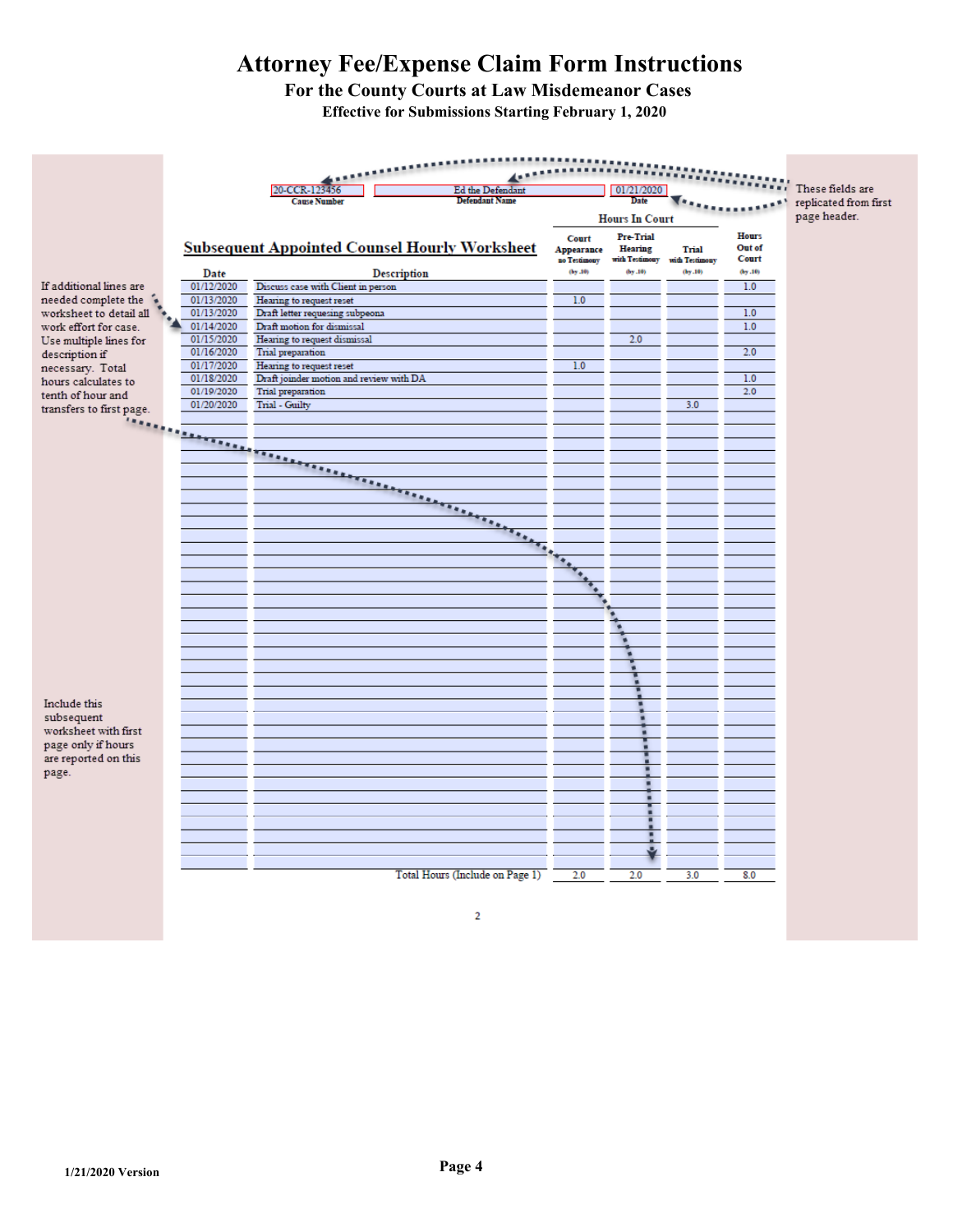# Attorney Fee/Expense Claim Form Instructions

## For the County Courts at Law Misdemeanor Cases

### Effective for Submissions Starting February 1, 2020

| 20-CCR-123456 | Ed the Defendant | 01/21/2020 |
|---|---|---|
| Cause Number | Defendant Name | Date |

These fields are replicated from first page header.

If additional lines are needed complete the worksheet to detail all work effort for case. Use multiple lines for description if necessary. Total hours calculates to tenth of hour and transfers to first page.

**Subsequent Appointed Counsel Hourly Worksheet**

| Date | Description | Hours In Court: Court Appearance no Testimony (by .10) | Hours In Court: Pre-Trial Hearing with Testimony (by .10) | Hours In Court: Trial with Testimony (by .10) | Hours Out of Court (by .10) |
|---|---|---|---|---|---|
| 01/12/2020 | Discuss case with Client in person | | | | 1.0 |
| 01/13/2020 | Hearing to request reset | 1.0 | | | |
| 01/13/2020 | Draft letter requesing subpeona | | | | 1.0 |
| 01/14/2020 | Draft motion for dismissal | | | | 1.0 |
| 01/15/2020 | Hearing to request dismissal | | 2.0 | | |
| 01/16/2020 | Trial preparation | | | | 2.0 |
| 01/17/2020 | Hearing to request reset | 1.0 | | | |
| 01/18/2020 | Draft joinder motion and review with DA | | | | 1.0 |
| 01/19/2020 | Trial preparation | | | | 2.0 |
| 01/20/2020 | Trial - Guilty | | | 3.0 | |
| | Total Hours (Include on Page 1) | 2.0 | 2.0 | 3.0 | 8.0 |

Include this subsequent worksheet with first page only if hours are reported on this page.

1/21/2020 Version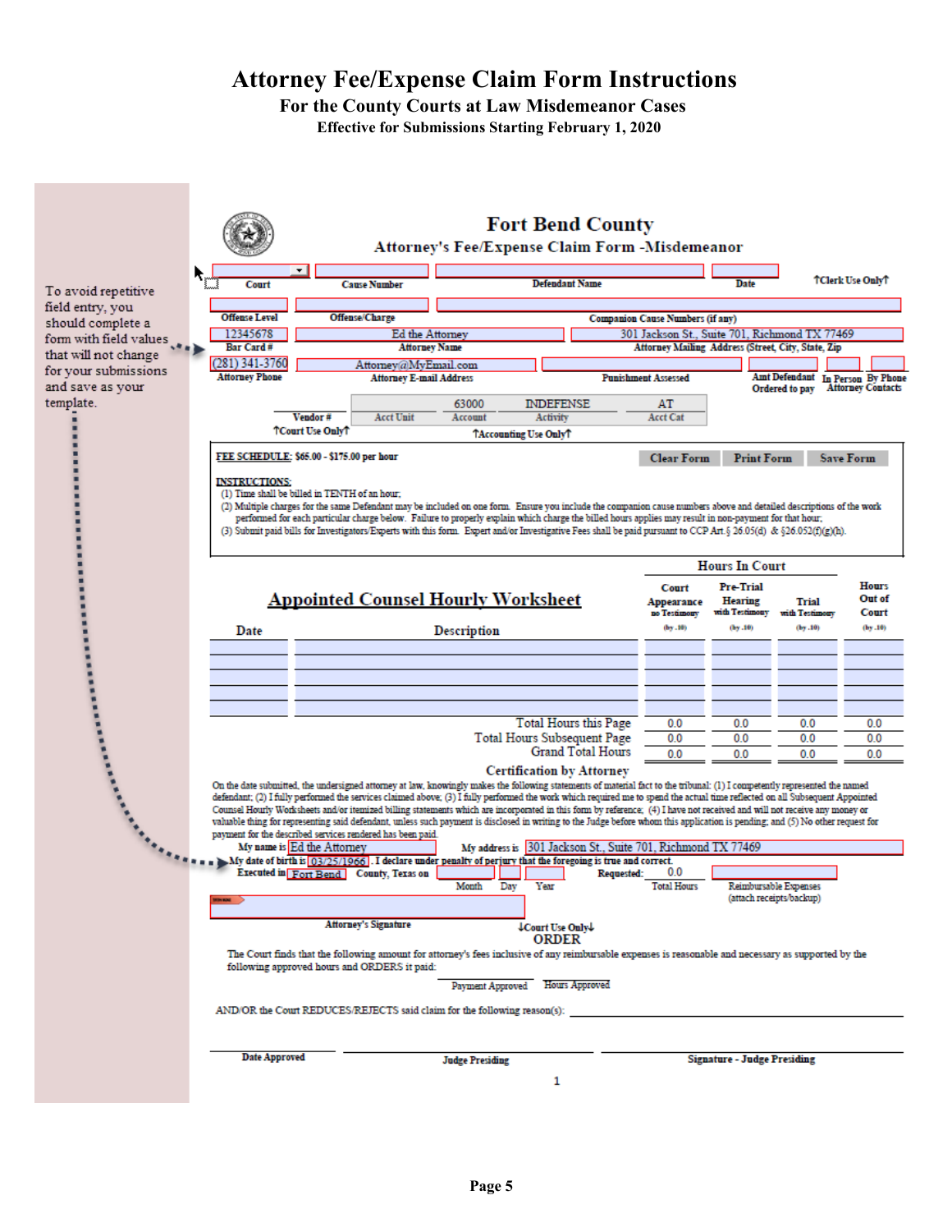// Attorney Fee/Expense Claim Form Instructions

# Attorney Fee/Expense Claim Form Instructions

## For the County Courts at Law Misdemeanor Cases

### Effective for Submissions Starting February 1, 2020

To avoid repetitive field entry, you should complete a form with field values that will not change for your submissions and save as your template.

**Fort Bend County**

**Attorney's Fee/Expense Claim Form -Misdemeanor**

| Court | Cause Number | Defendant Name | Date | ↑Clerk Use Only↑ |
|---|---|---|---|---|
| | | | | |

| Offense Level | Offense/Charge | Companion Cause Numbers (if any) |
|---|---|---|
| | | |

| Bar Card # | Attorney Name | Attorney Mailing Address (Street, City, State, Zip) |
|---|---|---|
| 12345678 | Ed the Attorney | 301 Jackson St., Suite 701, Richmond TX 77469 |

| Attorney Phone | Attorney E-mail Address | Punishment Assessed | Amt Defendant Ordered to pay | In Person (Attorney Contacts) | By Phone (Attorney Contacts) |
|---|---|---|---|---|---|
| (281) 341-3760 | Attorney@MyEmail.com | | | | |

| Vendor # | Acct Unit | Account | Activity | Acct Cat |
|---|---|---|---|---|
| | | 63000 | INDEFENSE | AT |
| ↑Court Use Only↑ | ↑Accounting Use Only↑ | | | |

**FEE SCHEDULE:** $65.00 - $175.00 per hour

Clear Form | Print Form | Save Form

**INSTRUCTIONS:**

(1) Time shall be billed in TENTH of an hour;

(2) Multiple charges for the same Defendant may be included on one form. Ensure you include the companion cause numbers above and detailed descriptions of the work performed for each particular charge below. Failure to properly explain which charge the billed hours applies may result in non-payment for that hour;

(3) Submit paid bills for Investigators/Experts with this form. Expert and/or Investigative Fees shall be paid pursuant to CCP Art.§ 26.05(d) & §26.052(f)(g)(h).

## Appointed Counsel Hourly Worksheet

| Date | Description | Hours In Court: Court Appearance no Testimony (by .10) | Hours In Court: Pre-Trial Hearing with Testimony (by .10) | Hours In Court: Trial with Testimony (by .10) | Hours Out of Court (by .10) |
|---|---|---|---|---|---|
| | | | | | |
| | | | | | |
| | | | | | |
| | | | | | |
| | | | | | |
| | Total Hours this Page | 0.0 | 0.0 | 0.0 | 0.0 |
| | Total Hours Subsequent Page | 0.0 | 0.0 | 0.0 | 0.0 |
| | Grand Total Hours | 0.0 | 0.0 | 0.0 | 0.0 |

**Certification by Attorney**

On the date submitted, the undersigned attorney at law, knowingly makes the following statements of material fact to the tribunal: (1) I competently represented the named defendant; (2) I fully performed the services claimed above; (3) I fully performed the work which required me to spend the actual time reflected on all Subsequent Appointed Counsel Hourly Worksheets and/or itemized billing statements which are incorporated in this form by reference; (4) I have not received and will not receive any money or valuable thing for representing said defendant, unless such payment is disclosed in writing to the Judge before whom this application is pending; and (5) No other request for payment for the described services rendered has been paid.

**My name is** Ed the Attorney **My address is** 301 Jackson St., Suite 701, Richmond TX 77469

**My date of birth is** 03/25/1966 **. I declare under penalty of perjury that the foregoing is true and correct.**

**Executed in** Fort Bend **County, Texas on** ____ Month ____ Day ____ Year **Requested:** 0.0 Total Hours ____ Reimbursable Expenses (attach receipts/backup)

Attorney's Signature

**↓Court Use Only↓**

**ORDER**

The Court finds that the following amount for attorney's fees inclusive of any reimbursable expenses is reasonable and necessary as supported by the following approved hours and ORDERS it paid:

____ Payment Approved ____ Hours Approved

AND/OR the Court REDUCES/REJECTS said claim for the following reason(s): ________________

| Date Approved | Judge Presiding | Signature - Judge Presiding |
|---|---|---|
| | | |

1